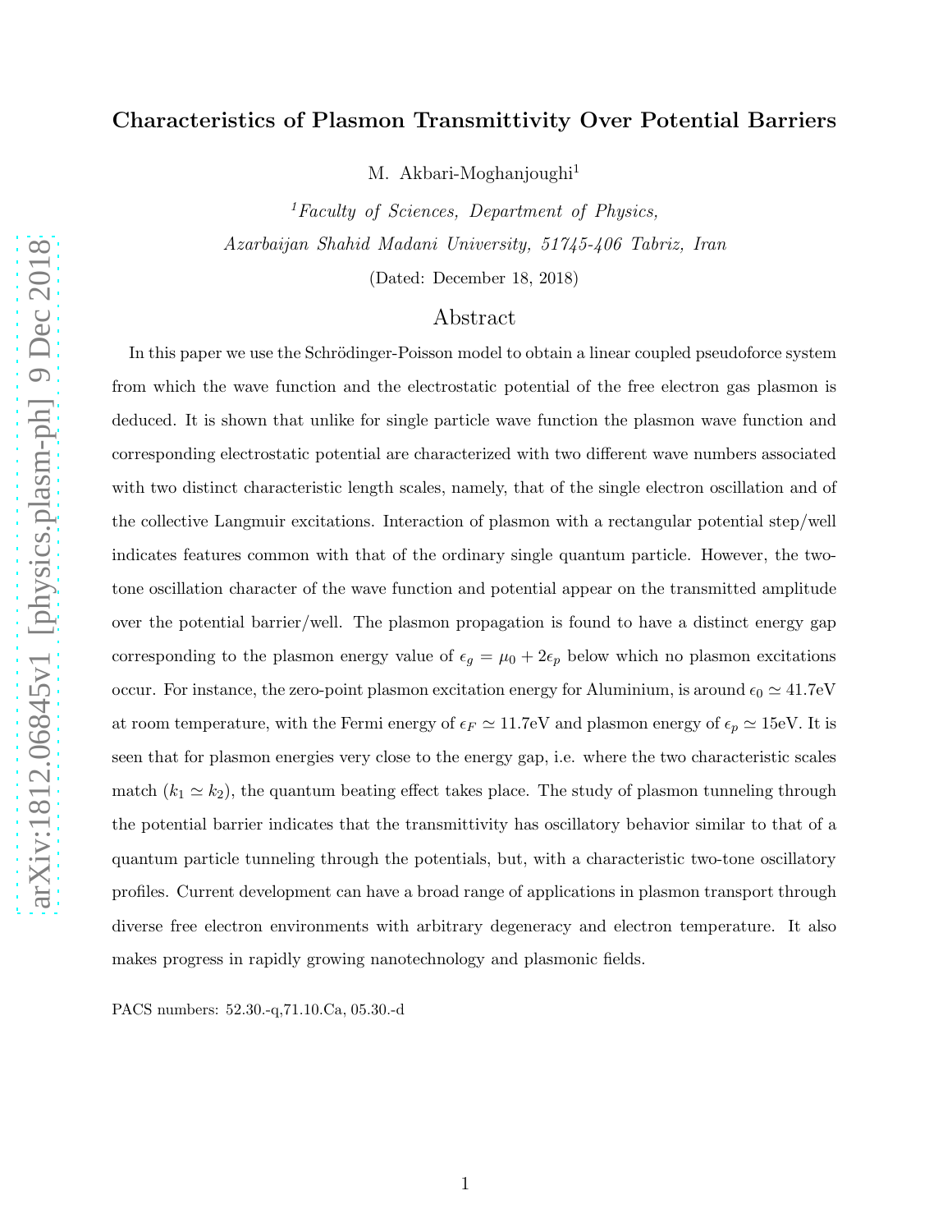# Characteristics of Plasmon Transmittivity Over Potential Barriers

M. Akbari-Moghanjoughi[1]

[1]*Faculty of Sciences, Department of Physics, Azarbaijan Shahid Madani University, 51745-406 Tabriz, Iran*

(Dated: December 18, 2018)

## Abstract

In this paper we use the Schrödinger-Poisson model to obtain a linear coupled pseudoforce system from which the wave function and the electrostatic potential of the free electron gas plasmon is deduced. It is shown that unlike for single particle wave function the plasmon wave function and corresponding electrostatic potential are characterized with two different wave numbers associated with two distinct characteristic length scales, namely, that of the single electron oscillation and of the collective Langmuir excitations. Interaction of plasmon with a rectangular potential step/well indicates features common with that of the ordinary single quantum particle. However, the two-tone oscillation character of the wave function and potential appear on the transmitted amplitude over the potential barrier/well. The plasmon propagation is found to have a distinct energy gap corresponding to the plasmon energy value of $\epsilon_g = \mu_0 + 2\epsilon_p$ below which no plasmon excitations occur. For instance, the zero-point plasmon excitation energy for Aluminium, is around $\epsilon_0 \simeq 41.7$eV at room temperature, with the Fermi energy of $\epsilon_F \simeq 11.7$eV and plasmon energy of $\epsilon_p \simeq 15$eV. It is seen that for plasmon energies very close to the energy gap, i.e. where the two characteristic scales match ($k_1 \simeq k_2$), the quantum beating effect takes place. The study of plasmon tunneling through the potential barrier indicates that the transmittivity has oscillatory behavior similar to that of a quantum particle tunneling through the potentials, but, with a characteristic two-tone oscillatory profiles. Current development can have a broad range of applications in plasmon transport through diverse free electron environments with arbitrary degeneracy and electron temperature. It also makes progress in rapidly growing nanotechnology and plasmonic fields.

PACS numbers: 52.30.-q,71.10.Ca, 05.30.-d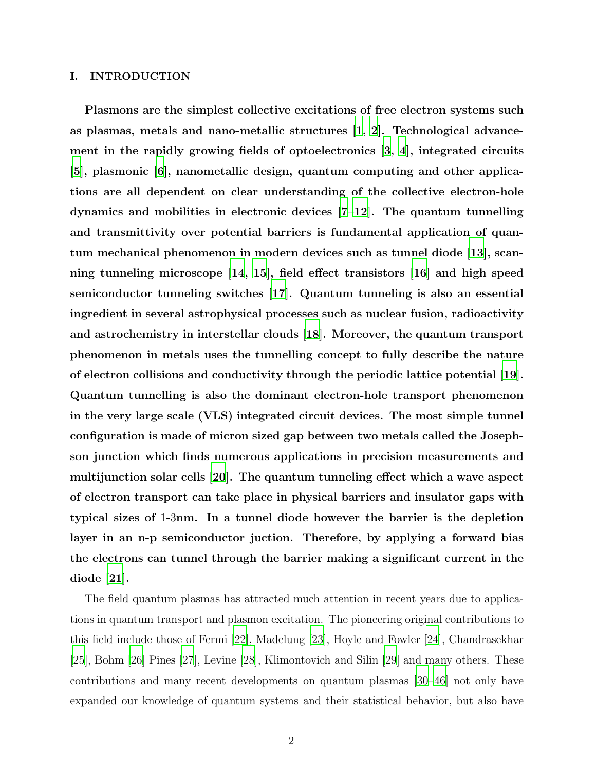## I. INTRODUCTION

**Plasmons are the simplest collective excitations of free electron systems such as plasmas, metals and nano-metallic structures [1, 2]. Technological advancement in the rapidly growing fields of optoelectronics [3, 4], integrated circuits [5], plasmonic [6], nanometallic design, quantum computing and other applications are all dependent on clear understanding of the collective electron-hole dynamics and mobilities in electronic devices [7–12]. The quantum tunnelling and transmittivity over potential barriers is fundamental application of quantum mechanical phenomenon in modern devices such as tunnel diode [13], scanning tunneling microscope [14, 15], field effect transistors [16] and high speed semiconductor tunneling switches [17]. Quantum tunneling is also an essential ingredient in several astrophysical processes such as nuclear fusion, radioactivity and astrochemistry in interstellar clouds [18]. Moreover, the quantum transport phenomenon in metals uses the tunnelling concept to fully describe the nature of electron collisions and conductivity through the periodic lattice potential [19]. Quantum tunnelling is also the dominant electron-hole transport phenomenon in the very large scale (VLS) integrated circuit devices. The most simple tunnel configuration is made of micron sized gap between two metals called the Josephson junction which finds numerous applications in precision measurements and multijunction solar cells [20]. The quantum tunneling effect which a wave aspect of electron transport can take place in physical barriers and insulator gaps with typical sizes of 1-3nm. In a tunnel diode however the barrier is the depletion layer in an n-p semiconductor juction. Therefore, by applying a forward bias the electrons can tunnel through the barrier making a significant current in the diode [21].**

The field quantum plasmas has attracted much attention in recent years due to applications in quantum transport and plasmon excitation. The pioneering original contributions to this field include those of Fermi [22], Madelung [23], Hoyle and Fowler [24], Chandrasekhar [25], Bohm [26] Pines [27], Levine [28], Klimontovich and Silin [29] and many others. These contributions and many recent developments on quantum plasmas [30–46] not only have expanded our knowledge of quantum systems and their statistical behavior, but also have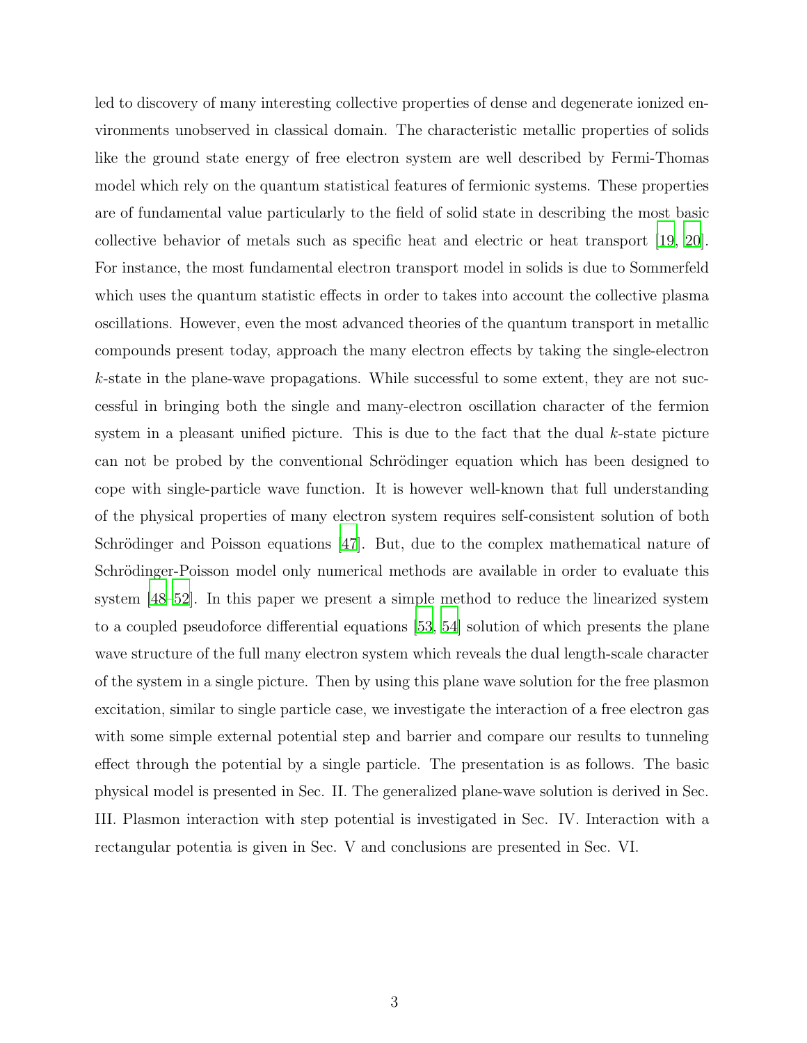led to discovery of many interesting collective properties of dense and degenerate ionized environments unobserved in classical domain. The characteristic metallic properties of solids like the ground state energy of free electron system are well described by Fermi-Thomas model which rely on the quantum statistical features of fermionic systems. These properties are of fundamental value particularly to the field of solid state in describing the most basic collective behavior of metals such as specific heat and electric or heat transport [19, 20]. For instance, the most fundamental electron transport model in solids is due to Sommerfeld which uses the quantum statistic effects in order to takes into account the collective plasma oscillations. However, even the most advanced theories of the quantum transport in metallic compounds present today, approach the many electron effects by taking the single-electron $k$-state in the plane-wave propagations. While successful to some extent, they are not successful in bringing both the single and many-electron oscillation character of the fermion system in a pleasant unified picture. This is due to the fact that the dual $k$-state picture can not be probed by the conventional Schrödinger equation which has been designed to cope with single-particle wave function. It is however well-known that full understanding of the physical properties of many electron system requires self-consistent solution of both Schrödinger and Poisson equations [47]. But, due to the complex mathematical nature of Schrödinger-Poisson model only numerical methods are available in order to evaluate this system [48–52]. In this paper we present a simple method to reduce the linearized system to a coupled pseudoforce differential equations [53, 54] solution of which presents the plane wave structure of the full many electron system which reveals the dual length-scale character of the system in a single picture. Then by using this plane wave solution for the free plasmon excitation, similar to single particle case, we investigate the interaction of a free electron gas with some simple external potential step and barrier and compare our results to tunneling effect through the potential by a single particle. The presentation is as follows. The basic physical model is presented in Sec. II. The generalized plane-wave solution is derived in Sec. III. Plasmon interaction with step potential is investigated in Sec. IV. Interaction with a rectangular potentia is given in Sec. V and conclusions are presented in Sec. VI.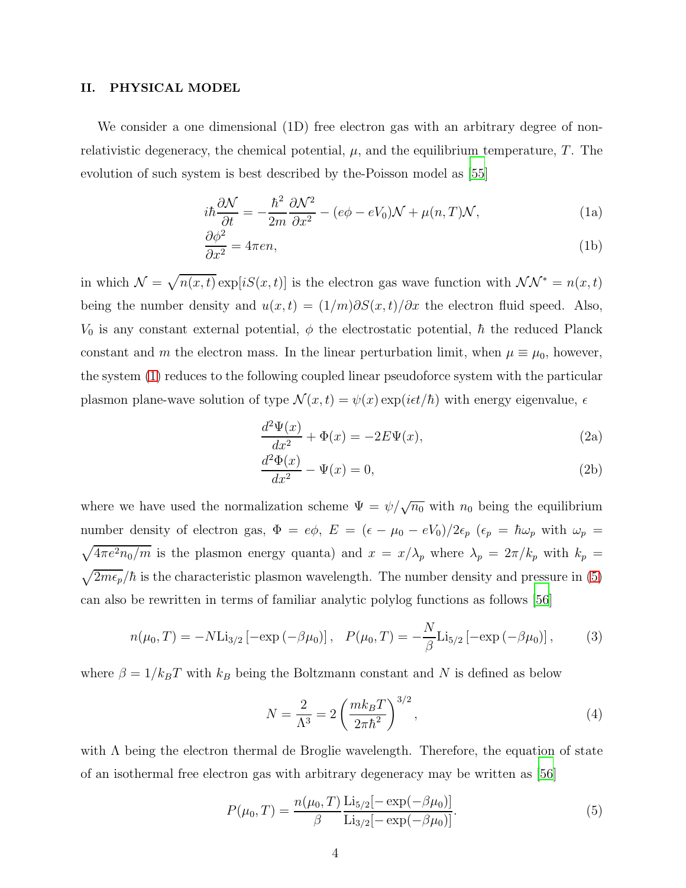## II. PHYSICAL MODEL

We consider a one dimensional (1D) free electron gas with an arbitrary degree of non-relativistic degeneracy, the chemical potential, $\mu$, and the equilibrium temperature, $T$. The evolution of such system is best described by the-Poisson model as [55]

$$
i\hbar\frac{\partial \mathcal{N}}{\partial t} = -\frac{\hbar^2}{2m}\frac{\partial \mathcal{N}^2}{\partial x^2} - (e\phi - eV_0)\mathcal{N} + \mu(n,T)\mathcal{N}, \tag{1a}
$$

$$
\frac{\partial \phi^2}{\partial x^2} = 4\pi e n, \tag{1b}
$$

in which $\mathcal{N} = \sqrt{n(x,t)}\exp[iS(x,t)]$ is the electron gas wave function with $\mathcal{N}\mathcal{N}^* = n(x,t)$ being the number density and $u(x,t) = (1/m)\partial S(x,t)/\partial x$ the electron fluid speed. Also, $V_0$ is any constant external potential, $\phi$ the electrostatic potential, $\hbar$ the reduced Planck constant and $m$ the electron mass. In the linear perturbation limit, when $\mu \equiv \mu_0$, however, the system (1) reduces to the following coupled linear pseudoforce system with the particular plasmon plane-wave solution of type $\mathcal{N}(x,t) = \psi(x)\exp(i\epsilon t/\hbar)$ with energy eigenvalue, $\epsilon$

$$
\frac{d^2\Psi(x)}{dx^2} + \Phi(x) = -2E\Psi(x), \tag{2a}
$$

$$
\frac{d^2\Phi(x)}{dx^2} - \Psi(x) = 0, \tag{2b}
$$

where we have used the normalization scheme $\Psi = \psi/\sqrt{n_0}$ with $n_0$ being the equilibrium number density of electron gas, $\Phi = e\phi$, $E = (\epsilon - \mu_0 - eV_0)/2\epsilon_p$ ($\epsilon_p = \hbar\omega_p$ with $\omega_p = \sqrt{4\pi e^2 n_0/m}$ is the plasmon energy quanta) and $x = x/\lambda_p$ where $\lambda_p = 2\pi/k_p$ with $k_p = \sqrt{2m\epsilon_p}/\hbar$ is the characteristic plasmon wavelength. The number density and pressure in (5) can also be rewritten in terms of familiar analytic polylog functions as follows [56]

$$
n(\mu_0,T) = -N\mathrm{Li}_{3/2}\left[-\exp\left(-\beta\mu_0\right)\right], \quad P(\mu_0,T) = -\frac{N}{\beta}\mathrm{Li}_{5/2}\left[-\exp\left(-\beta\mu_0\right)\right], \tag{3}
$$

where $\beta = 1/k_B T$ with $k_B$ being the Boltzmann constant and $N$ is defined as below

$$
N = \frac{2}{\Lambda^3} = 2\left(\frac{m k_B T}{2\pi\hbar^2}\right)^{3/2}, \tag{4}
$$

with $\Lambda$ being the electron thermal de Broglie wavelength. Therefore, the equation of state of an isothermal free electron gas with arbitrary degeneracy may be written as [56]

$$
P(\mu_0,T) = \frac{n(\mu_0,T)}{\beta}\frac{\mathrm{Li}_{5/2}[-\exp(-\beta\mu_0)]}{\mathrm{Li}_{3/2}[-\exp(-\beta\mu_0)]}. \tag{5}
$$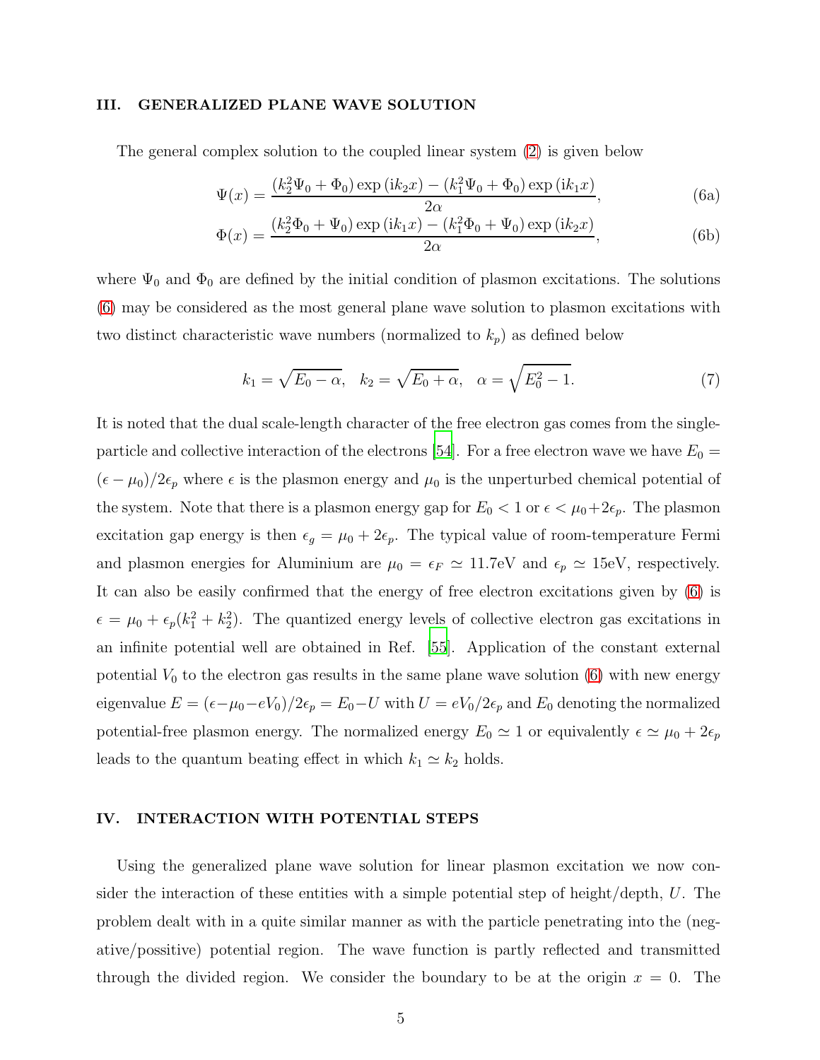## III. GENERALIZED PLANE WAVE SOLUTION

The general complex solution to the coupled linear system (2) is given below

$$\Psi(x) = \frac{(k_2^2\Psi_0 + \Phi_0)\exp(\mathrm{i}k_2 x) - (k_1^2\Psi_0 + \Phi_0)\exp(\mathrm{i}k_1 x)}{2\alpha}, \tag{6a}$$

$$\Phi(x) = \frac{(k_2^2\Phi_0 + \Psi_0)\exp(\mathrm{i}k_1 x) - (k_1^2\Phi_0 + \Psi_0)\exp(\mathrm{i}k_2 x)}{2\alpha}, \tag{6b}$$

where $\Psi_0$ and $\Phi_0$ are defined by the initial condition of plasmon excitations. The solutions (6) may be considered as the most general plane wave solution to plasmon excitations with two distinct characteristic wave numbers (normalized to $k_p$) as defined below

$$k_1 = \sqrt{E_0 - \alpha}, \quad k_2 = \sqrt{E_0 + \alpha}, \quad \alpha = \sqrt{E_0^2 - 1}. \tag{7}$$

It is noted that the dual scale-length character of the free electron gas comes from the single-particle and collective interaction of the electrons [54]. For a free electron wave we have $E_0 = (\epsilon - \mu_0)/2\epsilon_p$ where $\epsilon$ is the plasmon energy and $\mu_0$ is the unperturbed chemical potential of the system. Note that there is a plasmon energy gap for $E_0 < 1$ or $\epsilon < \mu_0 + 2\epsilon_p$. The plasmon excitation gap energy is then $\epsilon_g = \mu_0 + 2\epsilon_p$. The typical value of room-temperature Fermi and plasmon energies for Aluminium are $\mu_0 = \epsilon_F \simeq 11.7$eV and $\epsilon_p \simeq 15$eV, respectively. It can also be easily confirmed that the energy of free electron excitations given by (6) is $\epsilon = \mu_0 + \epsilon_p(k_1^2 + k_2^2)$. The quantized energy levels of collective electron gas excitations in an infinite potential well are obtained in Ref. [55]. Application of the constant external potential $V_0$ to the electron gas results in the same plane wave solution (6) with new energy eigenvalue $E = (\epsilon - \mu_0 - eV_0)/2\epsilon_p = E_0 - U$ with $U = eV_0/2\epsilon_p$ and $E_0$ denoting the normalized potential-free plasmon energy. The normalized energy $E_0 \simeq 1$ or equivalently $\epsilon \simeq \mu_0 + 2\epsilon_p$ leads to the quantum beating effect in which $k_1 \simeq k_2$ holds.

## IV. INTERACTION WITH POTENTIAL STEPS

Using the generalized plane wave solution for linear plasmon excitation we now consider the interaction of these entities with a simple potential step of height/depth, $U$. The problem dealt with in a quite similar manner as with the particle penetrating into the (negative/possitive) potential region. The wave function is partly reflected and transmitted through the divided region. We consider the boundary to be at the origin $x = 0$. The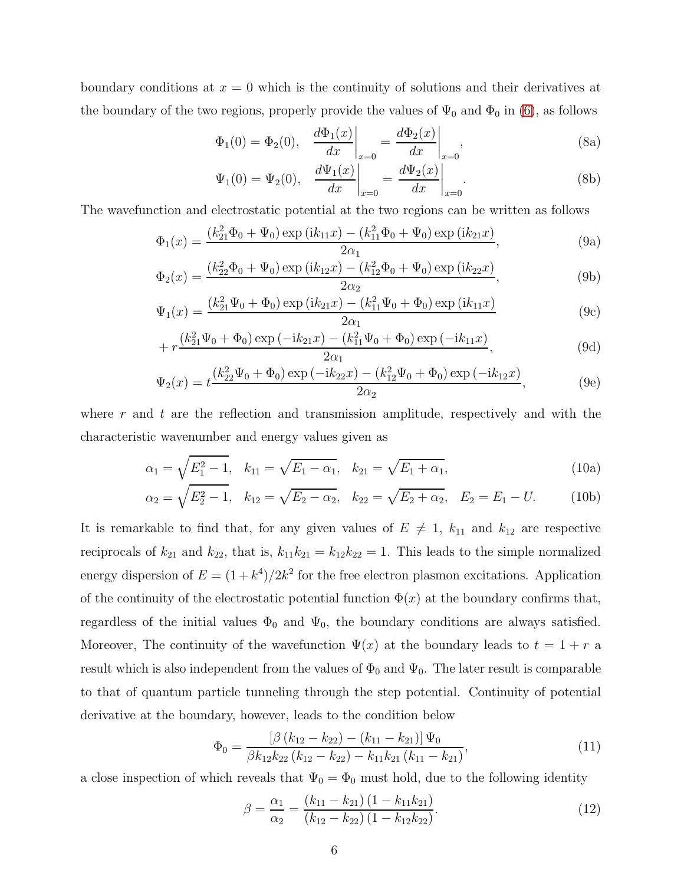boundary conditions at $x = 0$ which is the continuity of solutions and their derivatives at the boundary of the two regions, properly provide the values of $\Psi_0$ and $\Phi_0$ in (6), as follows

$$\Phi_1(0) = \Phi_2(0), \quad \left.\frac{d\Phi_1(x)}{dx}\right|_{x=0} = \left.\frac{d\Phi_2(x)}{dx}\right|_{x=0}, \tag{8a}$$

$$\Psi_1(0) = \Psi_2(0), \quad \left.\frac{d\Psi_1(x)}{dx}\right|_{x=0} = \left.\frac{d\Psi_2(x)}{dx}\right|_{x=0}. \tag{8b}$$

The wavefunction and electrostatic potential at the two regions can be written as follows

$$\Phi_1(x) = \frac{(k_{21}^2\Phi_0 + \Psi_0)\exp(\mathrm{i}k_{11}x) - (k_{11}^2\Phi_0 + \Psi_0)\exp(\mathrm{i}k_{21}x)}{2\alpha_1}, \tag{9a}$$

$$\Phi_2(x) = \frac{(k_{22}^2\Phi_0 + \Psi_0)\exp(\mathrm{i}k_{12}x) - (k_{12}^2\Phi_0 + \Psi_0)\exp(\mathrm{i}k_{22}x)}{2\alpha_2}, \tag{9b}$$

$$\Psi_1(x) = \frac{(k_{21}^2\Psi_0 + \Phi_0)\exp(\mathrm{i}k_{21}x) - (k_{11}^2\Psi_0 + \Phi_0)\exp(\mathrm{i}k_{11}x)}{2\alpha_1} \tag{9c}$$

$$+ r\frac{(k_{21}^2\Psi_0 + \Phi_0)\exp(-\mathrm{i}k_{21}x) - (k_{11}^2\Psi_0 + \Phi_0)\exp(-\mathrm{i}k_{11}x)}{2\alpha_1}, \tag{9d}$$

$$\Psi_2(x) = t\frac{(k_{22}^2\Psi_0 + \Phi_0)\exp(-\mathrm{i}k_{22}x) - (k_{12}^2\Psi_0 + \Phi_0)\exp(-\mathrm{i}k_{12}x)}{2\alpha_2}, \tag{9e}$$

where $r$ and $t$ are the reflection and transmission amplitude, respectively and with the characteristic wavenumber and energy values given as

$$\alpha_1 = \sqrt{E_1^2 - 1}, \quad k_{11} = \sqrt{E_1 - \alpha_1}, \quad k_{21} = \sqrt{E_1 + \alpha_1}, \tag{10a}$$

$$\alpha_2 = \sqrt{E_2^2 - 1}, \quad k_{12} = \sqrt{E_2 - \alpha_2}, \quad k_{22} = \sqrt{E_2 + \alpha_2}, \quad E_2 = E_1 - U. \tag{10b}$$

It is remarkable to find that, for any given values of $E \neq 1$, $k_{11}$ and $k_{12}$ are respective reciprocals of $k_{21}$ and $k_{22}$, that is, $k_{11}k_{21} = k_{12}k_{22} = 1$. This leads to the simple normalized energy dispersion of $E = (1 + k^4)/2k^2$ for the free electron plasmon excitations. Application of the continuity of the electrostatic potential function $\Phi(x)$ at the boundary confirms that, regardless of the initial values $\Phi_0$ and $\Psi_0$, the boundary conditions are always satisfied. Moreover, The continuity of the wavefunction $\Psi(x)$ at the boundary leads to $t = 1 + r$ a result which is also independent from the values of $\Phi_0$ and $\Psi_0$. The later result is comparable to that of quantum particle tunneling through the step potential. Continuity of potential derivative at the boundary, however, leads to the condition below

$$\Phi_0 = \frac{[\beta(k_{12} - k_{22}) - (k_{11} - k_{21})]\Psi_0}{\beta k_{12}k_{22}(k_{12} - k_{22}) - k_{11}k_{21}(k_{11} - k_{21})}, \tag{11}$$

a close inspection of which reveals that $\Psi_0 = \Phi_0$ must hold, due to the following identity

$$\beta = \frac{\alpha_1}{\alpha_2} = \frac{(k_{11} - k_{21})(1 - k_{11}k_{21})}{(k_{12} - k_{22})(1 - k_{12}k_{22})}. \tag{12}$$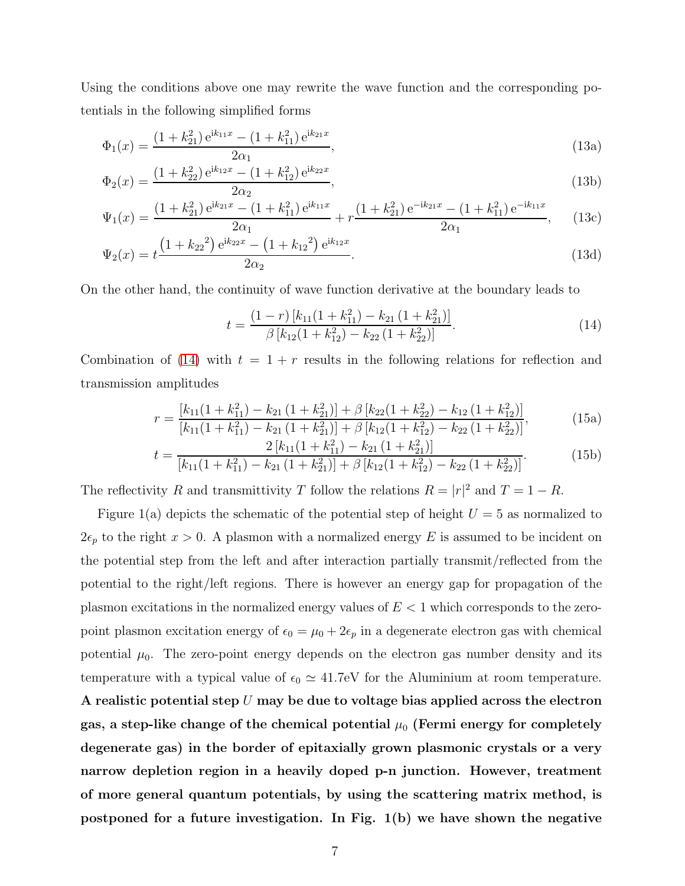Using the conditions above one may rewrite the wave function and the corresponding potentials in the following simplified forms

$$\Phi_1(x) = \frac{(1+k_{21}^2)\,\mathrm{e}^{\mathrm{i}k_{11}x} - (1+k_{11}^2)\,\mathrm{e}^{\mathrm{i}k_{21}x}}{2\alpha_1}, \tag{13a}$$

$$\Phi_2(x) = \frac{(1+k_{22}^2)\,\mathrm{e}^{\mathrm{i}k_{12}x} - (1+k_{12}^2)\,\mathrm{e}^{\mathrm{i}k_{22}x}}{2\alpha_2}, \tag{13b}$$

$$\Psi_1(x) = \frac{(1+k_{21}^2)\,\mathrm{e}^{\mathrm{i}k_{21}x} - (1+k_{11}^2)\,\mathrm{e}^{\mathrm{i}k_{11}x}}{2\alpha_1} + r\frac{(1+k_{21}^2)\,\mathrm{e}^{-\mathrm{i}k_{21}x} - (1+k_{11}^2)\,\mathrm{e}^{-\mathrm{i}k_{11}x}}{2\alpha_1}, \tag{13c}$$

$$\Psi_2(x) = t\frac{\left(1+{k_{22}}^2\right)\mathrm{e}^{\mathrm{i}k_{22}x} - \left(1+{k_{12}}^2\right)\mathrm{e}^{\mathrm{i}k_{12}x}}{2\alpha_2}. \tag{13d}$$

On the other hand, the continuity of wave function derivative at the boundary leads to

$$t = \frac{(1-r)\left[k_{11}(1+k_{11}^2) - k_{21}\left(1+k_{21}^2\right)\right]}{\beta\left[k_{12}(1+k_{12}^2) - k_{22}\left(1+k_{22}^2\right)\right]}. \tag{14}$$

Combination of (14) with $t = 1 + r$ results in the following relations for reflection and transmission amplitudes

$$r = \frac{\left[k_{11}(1+k_{11}^2) - k_{21}\left(1+k_{21}^2\right)\right] + \beta\left[k_{22}(1+k_{22}^2) - k_{12}\left(1+k_{12}^2\right)\right]}{\left[k_{11}(1+k_{11}^2) - k_{21}\left(1+k_{21}^2\right)\right] + \beta\left[k_{12}(1+k_{12}^2) - k_{22}\left(1+k_{22}^2\right)\right]}, \tag{15a}$$

$$t = \frac{2\left[k_{11}(1+k_{11}^2) - k_{21}\left(1+k_{21}^2\right)\right]}{\left[k_{11}(1+k_{11}^2) - k_{21}\left(1+k_{21}^2\right)\right] + \beta\left[k_{12}(1+k_{12}^2) - k_{22}\left(1+k_{22}^2\right)\right]}. \tag{15b}$$

The reflectivity $R$ and transmittivity $T$ follow the relations $R = |r|^2$ and $T = 1 - R$.

Figure 1(a) depicts the schematic of the potential step of height $U = 5$ as normalized to $2\epsilon_p$ to the right $x > 0$. A plasmon with a normalized energy $E$ is assumed to be incident on the potential step from the left and after interaction partially transmit/reflected from the potential to the right/left regions. There is however an energy gap for propagation of the plasmon excitations in the normalized energy values of $E < 1$ which corresponds to the zero-point plasmon excitation energy of $\epsilon_0 = \mu_0 + 2\epsilon_p$ in a degenerate electron gas with chemical potential $\mu_0$. The zero-point energy depends on the electron gas number density and its temperature with a typical value of $\epsilon_0 \simeq 41.7$eV for the Aluminium at room temperature. **A realistic potential step $U$ may be due to voltage bias applied across the electron gas, a step-like change of the chemical potential $\mu_0$ (Fermi energy for completely degenerate gas) in the border of epitaxially grown plasmonic crystals or a very narrow depletion region in a heavily doped p-n junction. However, treatment of more general quantum potentials, by using the scattering matrix method, is postponed for a future investigation. In Fig. 1(b) we have shown the negative**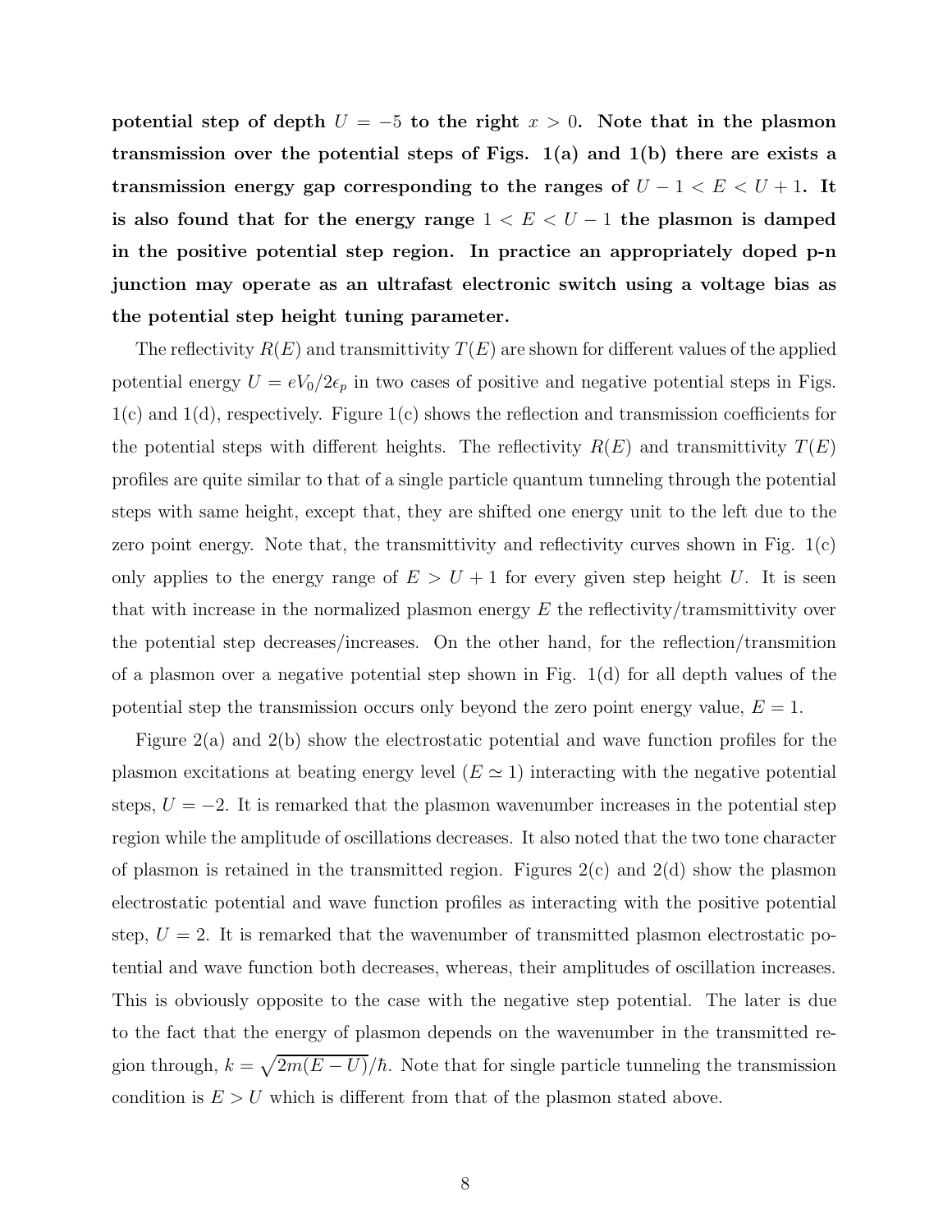**potential step of depth $U = -5$ to the right $x > 0$. Note that in the plasmon transmission over the potential steps of Figs. 1(a) and 1(b) there are exists a transmission energy gap corresponding to the ranges of $U - 1 < E < U + 1$. It is also found that for the energy range $1 < E < U - 1$ the plasmon is damped in the positive potential step region. In practice an appropriately doped p-n junction may operate as an ultrafast electronic switch using a voltage bias as the potential step height tuning parameter.**

The reflectivity $R(E)$ and transmittivity $T(E)$ are shown for different values of the applied potential energy $U = eV_0/2\epsilon_p$ in two cases of positive and negative potential steps in Figs. 1(c) and 1(d), respectively. Figure 1(c) shows the reflection and transmission coefficients for the potential steps with different heights. The reflectivity $R(E)$ and transmittivity $T(E)$ profiles are quite similar to that of a single particle quantum tunneling through the potential steps with same height, except that, they are shifted one energy unit to the left due to the zero point energy. Note that, the transmittivity and reflectivity curves shown in Fig. 1(c) only applies to the energy range of $E > U + 1$ for every given step height $U$. It is seen that with increase in the normalized plasmon energy $E$ the reflectivity/tramsmittivity over the potential step decreases/increases. On the other hand, for the reflection/transmition of a plasmon over a negative potential step shown in Fig. 1(d) for all depth values of the potential step the transmission occurs only beyond the zero point energy value, $E = 1$.

Figure 2(a) and 2(b) show the electrostatic potential and wave function profiles for the plasmon excitations at beating energy level ($E \simeq 1$) interacting with the negative potential steps, $U = -2$. It is remarked that the plasmon wavenumber increases in the potential step region while the amplitude of oscillations decreases. It also noted that the two tone character of plasmon is retained in the transmitted region. Figures 2(c) and 2(d) show the plasmon electrostatic potential and wave function profiles as interacting with the positive potential step, $U = 2$. It is remarked that the wavenumber of transmitted plasmon electrostatic potential and wave function both decreases, whereas, their amplitudes of oscillation increases. This is obviously opposite to the case with the negative step potential. The later is due to the fact that the energy of plasmon depends on the wavenumber in the transmitted region through, $k = \sqrt{2m(E - U)}/\hbar$. Note that for single particle tunneling the transmission condition is $E > U$ which is different from that of the plasmon stated above.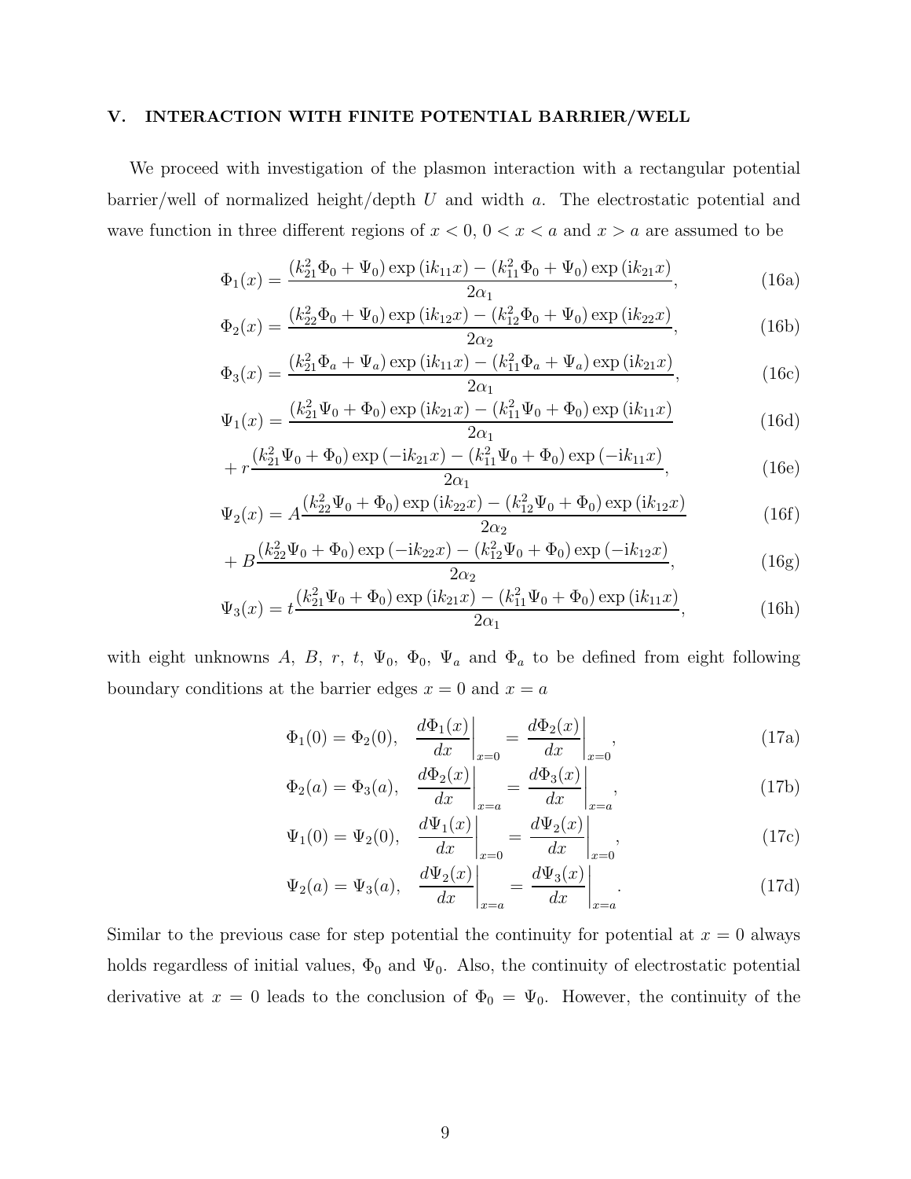## V. INTERACTION WITH FINITE POTENTIAL BARRIER/WELL

We proceed with investigation of the plasmon interaction with a rectangular potential barrier/well of normalized height/depth $U$ and width $a$. The electrostatic potential and wave function in three different regions of $x < 0$, $0 < x < a$ and $x > a$ are assumed to be

$$\Phi_1(x) = \frac{(k_{21}^2\Phi_0 + \Psi_0)\exp(\mathrm{i}k_{11}x) - (k_{11}^2\Phi_0 + \Psi_0)\exp(\mathrm{i}k_{21}x)}{2\alpha_1}, \tag{16a}$$

$$\Phi_2(x) = \frac{(k_{22}^2\Phi_0 + \Psi_0)\exp(\mathrm{i}k_{12}x) - (k_{12}^2\Phi_0 + \Psi_0)\exp(\mathrm{i}k_{22}x)}{2\alpha_2}, \tag{16b}$$

$$\Phi_3(x) = \frac{(k_{21}^2\Phi_a + \Psi_a)\exp(\mathrm{i}k_{11}x) - (k_{11}^2\Phi_a + \Psi_a)\exp(\mathrm{i}k_{21}x)}{2\alpha_1}, \tag{16c}$$

$$\Psi_1(x) = \frac{(k_{21}^2\Psi_0 + \Phi_0)\exp(\mathrm{i}k_{21}x) - (k_{11}^2\Psi_0 + \Phi_0)\exp(\mathrm{i}k_{11}x)}{2\alpha_1} \tag{16d}$$

$$+ r\frac{(k_{21}^2\Psi_0 + \Phi_0)\exp(-\mathrm{i}k_{21}x) - (k_{11}^2\Psi_0 + \Phi_0)\exp(-\mathrm{i}k_{11}x)}{2\alpha_1}, \tag{16e}$$

$$\Psi_2(x) = A\frac{(k_{22}^2\Psi_0 + \Phi_0)\exp(\mathrm{i}k_{22}x) - (k_{12}^2\Psi_0 + \Phi_0)\exp(\mathrm{i}k_{12}x)}{2\alpha_2} \tag{16f}$$

$$+ B\frac{(k_{22}^2\Psi_0 + \Phi_0)\exp(-\mathrm{i}k_{22}x) - (k_{12}^2\Psi_0 + \Phi_0)\exp(-\mathrm{i}k_{12}x)}{2\alpha_2}, \tag{16g}$$

$$\Psi_3(x) = t\frac{(k_{21}^2\Psi_0 + \Phi_0)\exp(\mathrm{i}k_{21}x) - (k_{11}^2\Psi_0 + \Phi_0)\exp(\mathrm{i}k_{11}x)}{2\alpha_1}, \tag{16h}$$

with eight unknowns $A$, $B$, $r$, $t$, $\Psi_0$, $\Phi_0$, $\Psi_a$ and $\Phi_a$ to be defined from eight following boundary conditions at the barrier edges $x = 0$ and $x = a$

$$\Phi_1(0) = \Phi_2(0), \quad \left.\frac{d\Phi_1(x)}{dx}\right|_{x=0} = \left.\frac{d\Phi_2(x)}{dx}\right|_{x=0}, \tag{17a}$$

$$\Phi_2(a) = \Phi_3(a), \quad \left.\frac{d\Phi_2(x)}{dx}\right|_{x=a} = \left.\frac{d\Phi_3(x)}{dx}\right|_{x=a}, \tag{17b}$$

$$\Psi_1(0) = \Psi_2(0), \quad \left.\frac{d\Psi_1(x)}{dx}\right|_{x=0} = \left.\frac{d\Psi_2(x)}{dx}\right|_{x=0}, \tag{17c}$$

$$\Psi_2(a) = \Psi_3(a), \quad \left.\frac{d\Psi_2(x)}{dx}\right|_{x=a} = \left.\frac{d\Psi_3(x)}{dx}\right|_{x=a}. \tag{17d}$$

Similar to the previous case for step potential the continuity for potential at $x = 0$ always holds regardless of initial values, $\Phi_0$ and $\Psi_0$. Also, the continuity of electrostatic potential derivative at $x = 0$ leads to the conclusion of $\Phi_0 = \Psi_0$. However, the continuity of the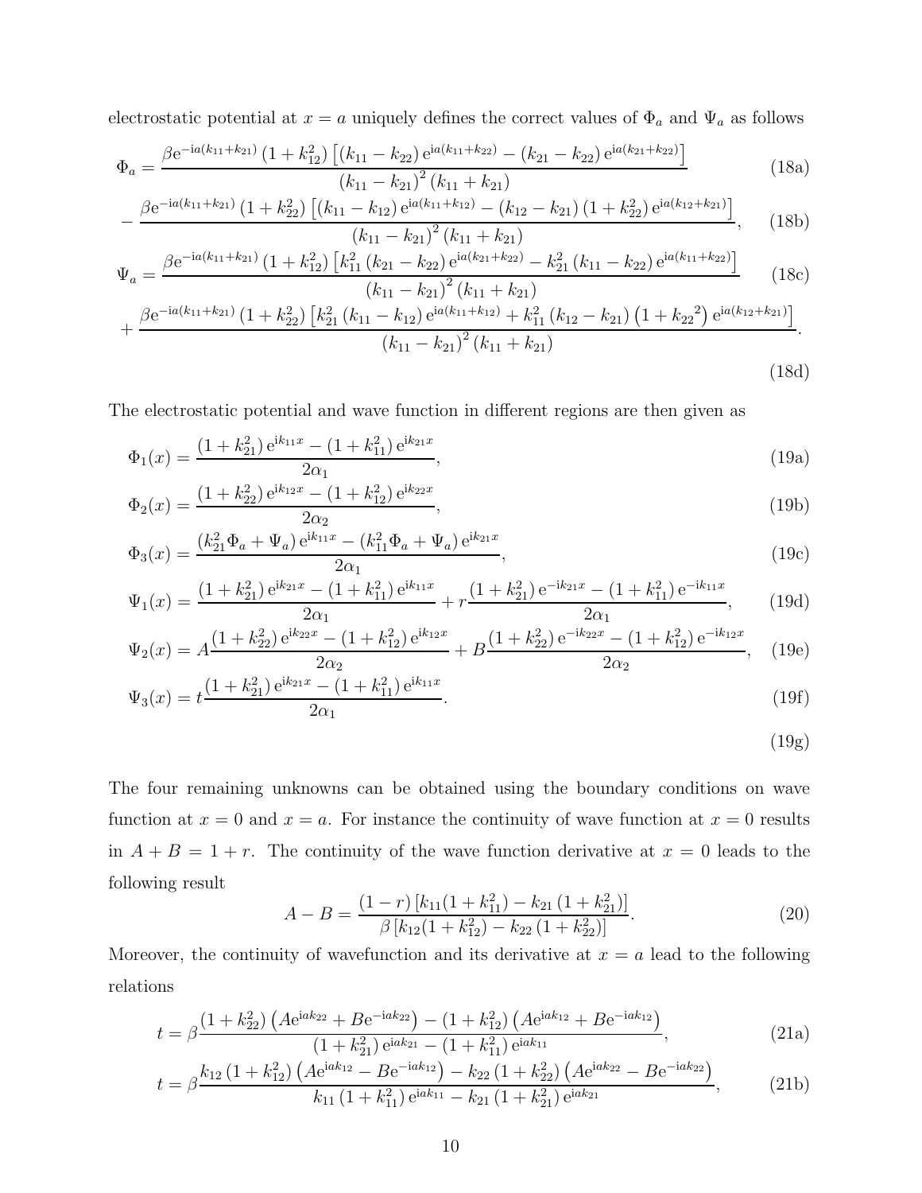electrostatic potential at $x = a$ uniquely defines the correct values of $\Phi_a$ and $\Psi_a$ as follows

$$\Phi_a = \frac{\beta e^{-ia(k_{11}+k_{21})}\left(1+k_{12}^2\right)\left[\left(k_{11}-k_{22}\right)e^{ia(k_{11}+k_{22})} - \left(k_{21}-k_{22}\right)e^{ia(k_{21}+k_{22})}\right]}{\left(k_{11}-k_{21}\right)^2\left(k_{11}+k_{21}\right)} \tag{18a}$$

$$- \frac{\beta e^{-ia(k_{11}+k_{21})}\left(1+k_{22}^2\right)\left[\left(k_{11}-k_{12}\right)e^{ia(k_{11}+k_{12})} - \left(k_{12}-k_{21}\right)\left(1+k_{22}^2\right)e^{ia(k_{12}+k_{21})}\right]}{\left(k_{11}-k_{21}\right)^2\left(k_{11}+k_{21}\right)}, \tag{18b}$$

$$\Psi_a = \frac{\beta e^{-ia(k_{11}+k_{21})}\left(1+k_{12}^2\right)\left[k_{11}^2\left(k_{21}-k_{22}\right)e^{ia(k_{21}+k_{22})} - k_{21}^2\left(k_{11}-k_{22}\right)e^{ia(k_{11}+k_{22})}\right]}{\left(k_{11}-k_{21}\right)^2\left(k_{11}+k_{21}\right)} \tag{18c}$$

$$+ \frac{\beta e^{-ia(k_{11}+k_{21})}\left(1+k_{22}^2\right)\left[k_{21}^2\left(k_{11}-k_{12}\right)e^{ia(k_{11}+k_{12})} + k_{11}^2\left(k_{12}-k_{21}\right)\left(1+{k_{22}}^2\right)e^{ia(k_{12}+k_{21})}\right]}{\left(k_{11}-k_{21}\right)^2\left(k_{11}+k_{21}\right)}. \tag{18d}$$

The electrostatic potential and wave function in different regions are then given as

$$\Phi_1(x) = \frac{\left(1+k_{21}^2\right)e^{ik_{11}x} - \left(1+k_{11}^2\right)e^{ik_{21}x}}{2\alpha_1}, \tag{19a}$$

$$\Phi_2(x) = \frac{\left(1+k_{22}^2\right)e^{ik_{12}x} - \left(1+k_{12}^2\right)e^{ik_{22}x}}{2\alpha_2}, \tag{19b}$$

$$\Phi_3(x) = \frac{\left(k_{21}^2\Phi_a + \Psi_a\right)e^{ik_{11}x} - \left(k_{11}^2\Phi_a + \Psi_a\right)e^{ik_{21}x}}{2\alpha_1}, \tag{19c}$$

$$\Psi_1(x) = \frac{\left(1+k_{21}^2\right)e^{ik_{21}x} - \left(1+k_{11}^2\right)e^{ik_{11}x}}{2\alpha_1} + r\frac{\left(1+k_{21}^2\right)e^{-ik_{21}x} - \left(1+k_{11}^2\right)e^{-ik_{11}x}}{2\alpha_1}, \tag{19d}$$

$$\Psi_2(x) = A\frac{\left(1+k_{22}^2\right)e^{ik_{22}x} - \left(1+k_{12}^2\right)e^{ik_{12}x}}{2\alpha_2} + B\frac{\left(1+k_{22}^2\right)e^{-ik_{22}x} - \left(1+k_{12}^2\right)e^{-ik_{12}x}}{2\alpha_2}, \tag{19e}$$

$$\Psi_3(x) = t\frac{\left(1+k_{21}^2\right)e^{ik_{21}x} - \left(1+k_{11}^2\right)e^{ik_{11}x}}{2\alpha_1}. \tag{19f}$$

$$\tag{19g}$$

The four remaining unknowns can be obtained using the boundary conditions on wave function at $x = 0$ and $x = a$. For instance the continuity of wave function at $x = 0$ results in $A + B = 1 + r$. The continuity of the wave function derivative at $x = 0$ leads to the following result

$$A - B = \frac{(1-r)\left[k_{11}(1+k_{11}^2) - k_{21}\left(1+k_{21}^2\right)\right]}{\beta\left[k_{12}(1+k_{12}^2) - k_{22}\left(1+k_{22}^2\right)\right]}. \tag{20}$$

Moreover, the continuity of wavefunction and its derivative at $x = a$ lead to the following relations

$$t = \beta\frac{\left(1+k_{22}^2\right)\left(Ae^{iak_{22}} + Be^{-iak_{22}}\right) - \left(1+k_{12}^2\right)\left(Ae^{iak_{12}} + Be^{-iak_{12}}\right)}{\left(1+k_{21}^2\right)e^{iak_{21}} - \left(1+k_{11}^2\right)e^{iak_{11}}}, \tag{21a}$$

$$t = \beta\frac{k_{12}\left(1+k_{12}^2\right)\left(Ae^{iak_{12}} - Be^{-iak_{12}}\right) - k_{22}\left(1+k_{22}^2\right)\left(Ae^{iak_{22}} - Be^{-iak_{22}}\right)}{k_{11}\left(1+k_{11}^2\right)e^{iak_{11}} - k_{21}\left(1+k_{21}^2\right)e^{iak_{21}}}, \tag{21b}$$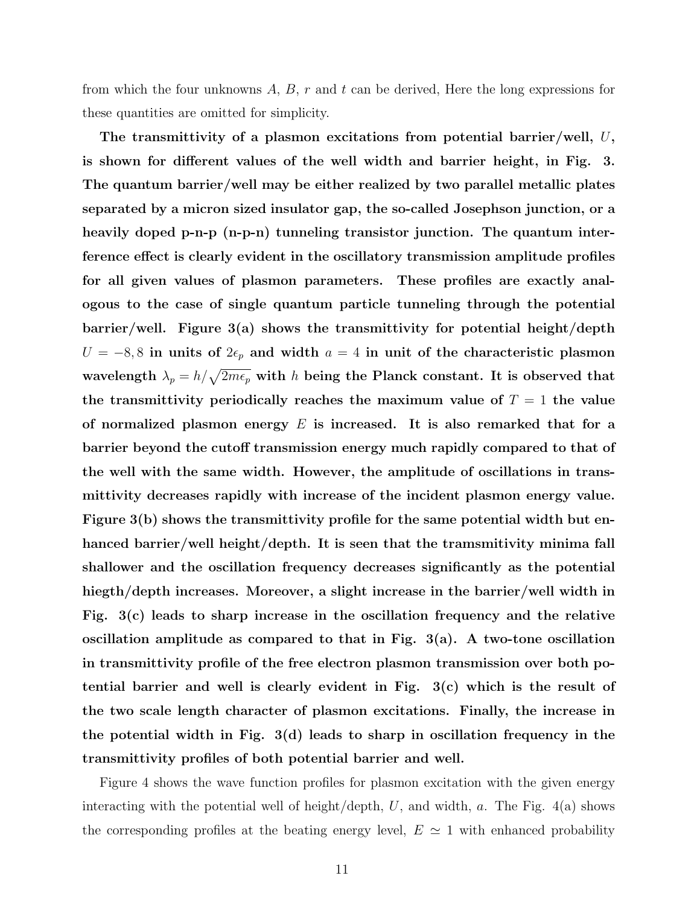from which the four unknowns $A$, $B$, $r$ and $t$ can be derived, Here the long expressions for these quantities are omitted for simplicity.

**The transmittivity of a plasmon excitations from potential barrier/well, $U$, is shown for different values of the well width and barrier height, in Fig. 3. The quantum barrier/well may be either realized by two parallel metallic plates separated by a micron sized insulator gap, the so-called Josephson junction, or a heavily doped p-n-p (n-p-n) tunneling transistor junction. The quantum interference effect is clearly evident in the oscillatory transmission amplitude profiles for all given values of plasmon parameters. These profiles are exactly analogous to the case of single quantum particle tunneling through the potential barrier/well. Figure 3(a) shows the transmittivity for potential height/depth $U = -8, 8$ in units of $2\epsilon_p$ and width $a = 4$ in unit of the characteristic plasmon wavelength $\lambda_p = h/\sqrt{2m\epsilon_p}$ with $h$ being the Planck constant. It is observed that the transmittivity periodically reaches the maximum value of $T = 1$ the value of normalized plasmon energy $E$ is increased. It is also remarked that for a barrier beyond the cutoff transmission energy much rapidly compared to that of the well with the same width. However, the amplitude of oscillations in transmittivity decreases rapidly with increase of the incident plasmon energy value. Figure 3(b) shows the transmittivity profile for the same potential width but enhanced barrier/well height/depth. It is seen that the tramsmitivity minima fall shallower and the oscillation frequency decreases significantly as the potential hiegth/depth increases. Moreover, a slight increase in the barrier/well width in Fig. 3(c) leads to sharp increase in the oscillation frequency and the relative oscillation amplitude as compared to that in Fig. 3(a). A two-tone oscillation in transmittivity profile of the free electron plasmon transmission over both potential barrier and well is clearly evident in Fig. 3(c) which is the result of the two scale length character of plasmon excitations. Finally, the increase in the potential width in Fig. 3(d) leads to sharp in oscillation frequency in the transmittivity profiles of both potential barrier and well.**

Figure 4 shows the wave function profiles for plasmon excitation with the given energy interacting with the potential well of height/depth, $U$, and width, $a$. The Fig. 4(a) shows the corresponding profiles at the beating energy level, $E \simeq 1$ with enhanced probability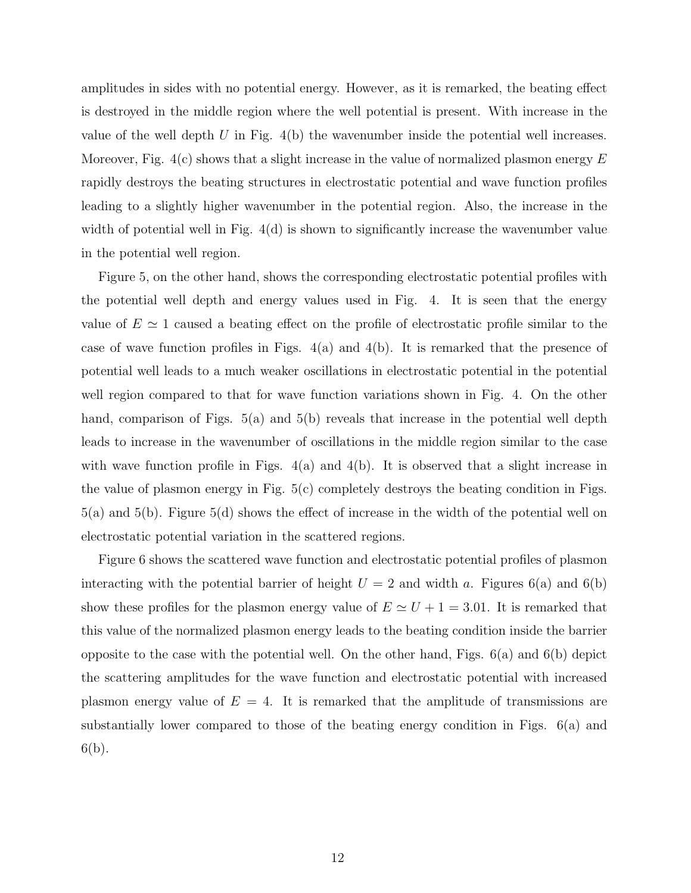amplitudes in sides with no potential energy. However, as it is remarked, the beating effect is destroyed in the middle region where the well potential is present. With increase in the value of the well depth $U$ in Fig. 4(b) the wavenumber inside the potential well increases. Moreover, Fig. 4(c) shows that a slight increase in the value of normalized plasmon energy $E$ rapidly destroys the beating structures in electrostatic potential and wave function profiles leading to a slightly higher wavenumber in the potential region. Also, the increase in the width of potential well in Fig. 4(d) is shown to significantly increase the wavenumber value in the potential well region.

Figure 5, on the other hand, shows the corresponding electrostatic potential profiles with the potential well depth and energy values used in Fig. 4. It is seen that the energy value of $E \simeq 1$ caused a beating effect on the profile of electrostatic profile similar to the case of wave function profiles in Figs. 4(a) and 4(b). It is remarked that the presence of potential well leads to a much weaker oscillations in electrostatic potential in the potential well region compared to that for wave function variations shown in Fig. 4. On the other hand, comparison of Figs. 5(a) and 5(b) reveals that increase in the potential well depth leads to increase in the wavenumber of oscillations in the middle region similar to the case with wave function profile in Figs. 4(a) and 4(b). It is observed that a slight increase in the value of plasmon energy in Fig. 5(c) completely destroys the beating condition in Figs. 5(a) and 5(b). Figure 5(d) shows the effect of increase in the width of the potential well on electrostatic potential variation in the scattered regions.

Figure 6 shows the scattered wave function and electrostatic potential profiles of plasmon interacting with the potential barrier of height $U = 2$ and width $a$. Figures 6(a) and 6(b) show these profiles for the plasmon energy value of $E \simeq U + 1 = 3.01$. It is remarked that this value of the normalized plasmon energy leads to the beating condition inside the barrier opposite to the case with the potential well. On the other hand, Figs. 6(a) and 6(b) depict the scattering amplitudes for the wave function and electrostatic potential with increased plasmon energy value of $E = 4$. It is remarked that the amplitude of transmissions are substantially lower compared to those of the beating energy condition in Figs. 6(a) and 6(b).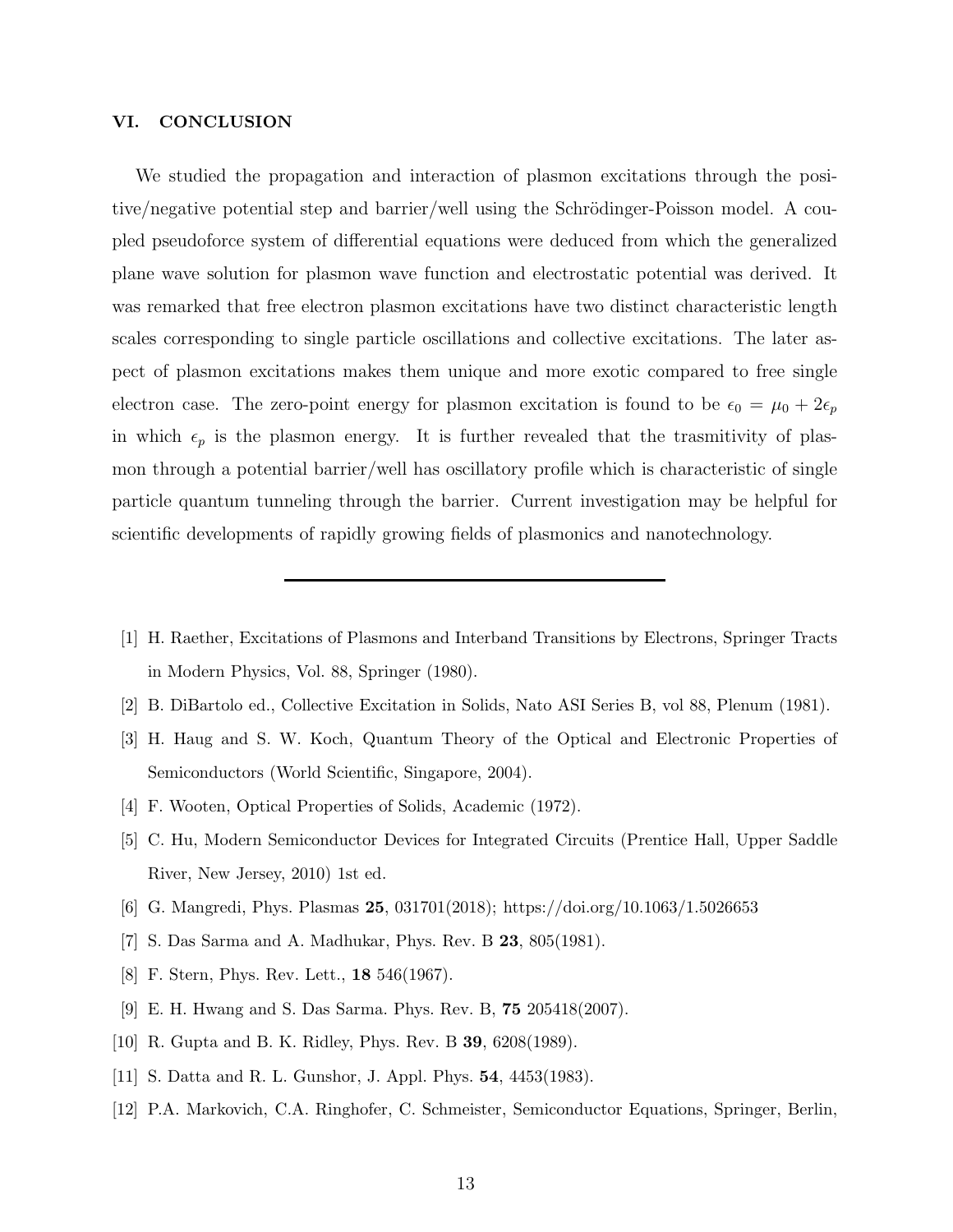## VI. CONCLUSION

We studied the propagation and interaction of plasmon excitations through the positive/negative potential step and barrier/well using the Schrödinger-Poisson model. A coupled pseudoforce system of differential equations were deduced from which the generalized plane wave solution for plasmon wave function and electrostatic potential was derived. It was remarked that free electron plasmon excitations have two distinct characteristic length scales corresponding to single particle oscillations and collective excitations. The later aspect of plasmon excitations makes them unique and more exotic compared to free single electron case. The zero-point energy for plasmon excitation is found to be $\epsilon_0 = \mu_0 + 2\epsilon_p$ in which $\epsilon_p$ is the plasmon energy. It is further revealed that the trasmitivity of plasmon through a potential barrier/well has oscillatory profile which is characteristic of single particle quantum tunneling through the barrier. Current investigation may be helpful for scientific developments of rapidly growing fields of plasmonics and nanotechnology.

---

[1] H. Raether, Excitations of Plasmons and Interband Transitions by Electrons, Springer Tracts in Modern Physics, Vol. 88, Springer (1980).

[2] B. DiBartolo ed., Collective Excitation in Solids, Nato ASI Series B, vol 88, Plenum (1981).

[3] H. Haug and S. W. Koch, Quantum Theory of the Optical and Electronic Properties of Semiconductors (World Scientific, Singapore, 2004).

[4] F. Wooten, Optical Properties of Solids, Academic (1972).

[5] C. Hu, Modern Semiconductor Devices for Integrated Circuits (Prentice Hall, Upper Saddle River, New Jersey, 2010) 1st ed.

[6] G. Mangredi, Phys. Plasmas **25**, 031701(2018); https://doi.org/10.1063/1.5026653

[7] S. Das Sarma and A. Madhukar, Phys. Rev. B **23**, 805(1981).

[8] F. Stern, Phys. Rev. Lett., **18** 546(1967).

[9] E. H. Hwang and S. Das Sarma. Phys. Rev. B, **75** 205418(2007).

[10] R. Gupta and B. K. Ridley, Phys. Rev. B **39**, 6208(1989).

[11] S. Datta and R. L. Gunshor, J. Appl. Phys. **54**, 4453(1983).

[12] P.A. Markovich, C.A. Ringhofer, C. Schmeister, Semiconductor Equations, Springer, Berlin,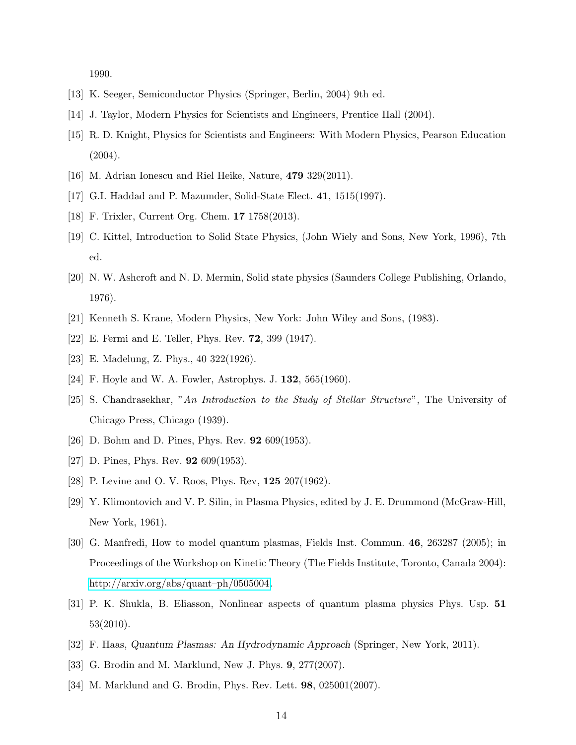1990.

[13] K. Seeger, Semiconductor Physics (Springer, Berlin, 2004) 9th ed.

[14] J. Taylor, Modern Physics for Scientists and Engineers, Prentice Hall (2004).

[15] R. D. Knight, Physics for Scientists and Engineers: With Modern Physics, Pearson Education (2004).

[16] M. Adrian Ionescu and Riel Heike, Nature, **479** 329(2011).

[17] G.I. Haddad and P. Mazumder, Solid-State Elect. **41**, 1515(1997).

[18] F. Trixler, Current Org. Chem. **17** 1758(2013).

[19] C. Kittel, Introduction to Solid State Physics, (John Wiely and Sons, New York, 1996), 7th ed.

[20] N. W. Ashcroft and N. D. Mermin, Solid state physics (Saunders College Publishing, Orlando, 1976).

[21] Kenneth S. Krane, Modern Physics, New York: John Wiley and Sons, (1983).

[22] E. Fermi and E. Teller, Phys. Rev. **72**, 399 (1947).

[23] E. Madelung, Z. Phys., 40 322(1926).

[24] F. Hoyle and W. A. Fowler, Astrophys. J. **132**, 565(1960).

[25] S. Chandrasekhar, "*An Introduction to the Study of Stellar Structure*", The University of Chicago Press, Chicago (1939).

[26] D. Bohm and D. Pines, Phys. Rev. **92** 609(1953).

[27] D. Pines, Phys. Rev. **92** 609(1953).

[28] P. Levine and O. V. Roos, Phys. Rev, **125** 207(1962).

[29] Y. Klimontovich and V. P. Silin, in Plasma Physics, edited by J. E. Drummond (McGraw-Hill, New York, 1961).

[30] G. Manfredi, How to model quantum plasmas, Fields Inst. Commun. **46**, 263287 (2005); in Proceedings of the Workshop on Kinetic Theory (The Fields Institute, Toronto, Canada 2004): http://arxiv.org/abs/quant–ph/0505004.

[31] P. K. Shukla, B. Eliasson, Nonlinear aspects of quantum plasma physics Phys. Usp. **51** 53(2010).

[32] F. Haas, *Quantum Plasmas: An Hydrodynamic Approach* (Springer, New York, 2011).

[33] G. Brodin and M. Marklund, New J. Phys. **9**, 277(2007).

[34] M. Marklund and G. Brodin, Phys. Rev. Lett. **98**, 025001(2007).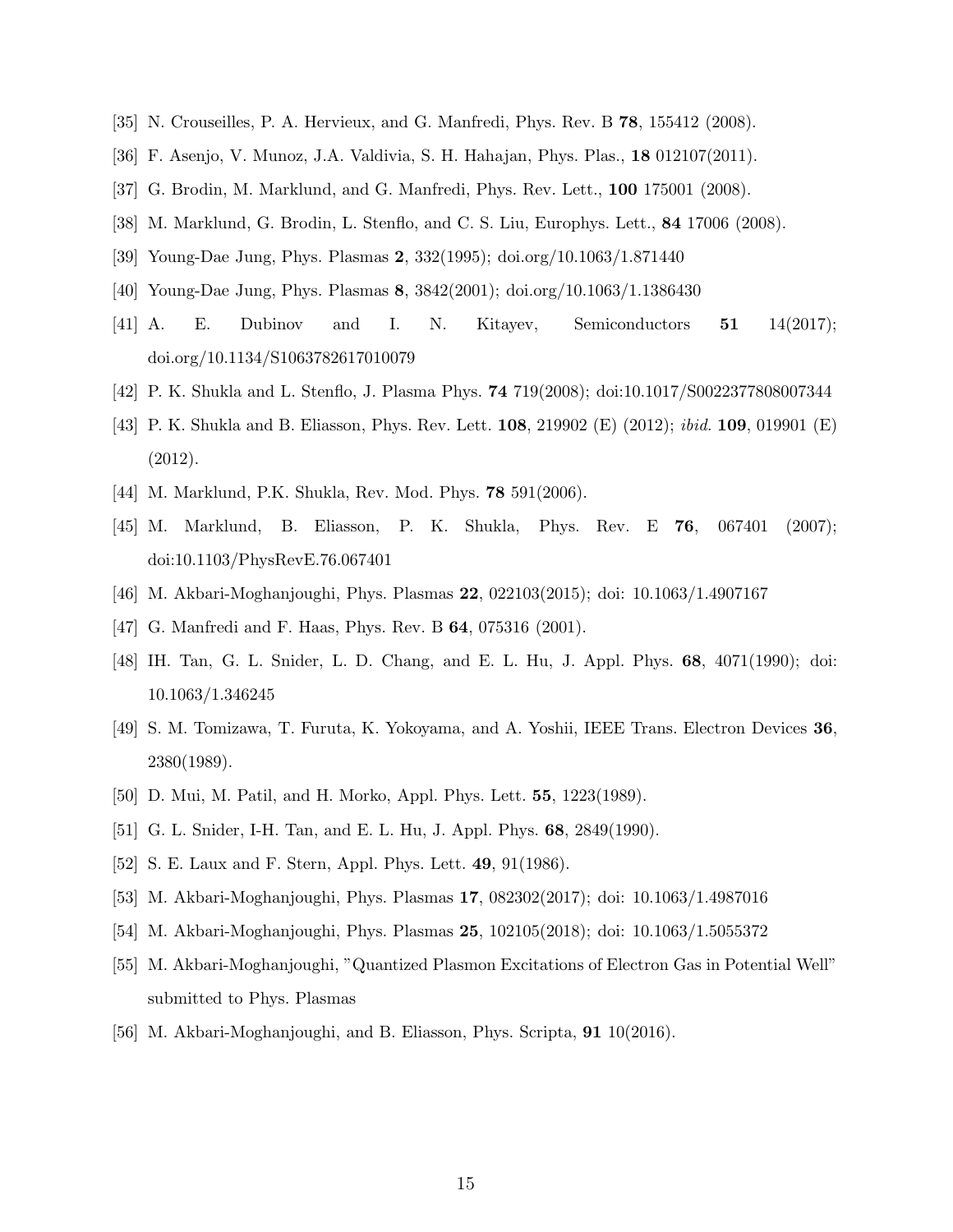[35] N. Crouseilles, P. A. Hervieux, and G. Manfredi, Phys. Rev. B **78**, 155412 (2008).

[36] F. Asenjo, V. Munoz, J.A. Valdivia, S. H. Hahajan, Phys. Plas., **18** 012107(2011).

[37] G. Brodin, M. Marklund, and G. Manfredi, Phys. Rev. Lett., **100** 175001 (2008).

[38] M. Marklund, G. Brodin, L. Stenflo, and C. S. Liu, Europhys. Lett., **84** 17006 (2008).

[39] Young-Dae Jung, Phys. Plasmas **2**, 332(1995); doi.org/10.1063/1.871440

[40] Young-Dae Jung, Phys. Plasmas **8**, 3842(2001); doi.org/10.1063/1.1386430

[41] A. E. Dubinov and I. N. Kitayev, Semiconductors **51** 14(2017); doi.org/10.1134/S1063782617010079

[42] P. K. Shukla and L. Stenflo, J. Plasma Phys. **74** 719(2008); doi:10.1017/S0022377808007344

[43] P. K. Shukla and B. Eliasson, Phys. Rev. Lett. **108**, 219902 (E) (2012); *ibid.* **109**, 019901 (E) (2012).

[44] M. Marklund, P.K. Shukla, Rev. Mod. Phys. **78** 591(2006).

[45] M. Marklund, B. Eliasson, P. K. Shukla, Phys. Rev. E **76**, 067401 (2007); doi:10.1103/PhysRevE.76.067401

[46] M. Akbari-Moghanjoughi, Phys. Plasmas **22**, 022103(2015); doi: 10.1063/1.4907167

[47] G. Manfredi and F. Haas, Phys. Rev. B **64**, 075316 (2001).

[48] IH. Tan, G. L. Snider, L. D. Chang, and E. L. Hu, J. Appl. Phys. **68**, 4071(1990); doi: 10.1063/1.346245

[49] S. M. Tomizawa, T. Furuta, K. Yokoyama, and A. Yoshii, IEEE Trans. Electron Devices **36**, 2380(1989).

[50] D. Mui, M. Patil, and H. Morko, Appl. Phys. Lett. **55**, 1223(1989).

[51] G. L. Snider, I-H. Tan, and E. L. Hu, J. Appl. Phys. **68**, 2849(1990).

[52] S. E. Laux and F. Stern, Appl. Phys. Lett. **49**, 91(1986).

[53] M. Akbari-Moghanjoughi, Phys. Plasmas **17**, 082302(2017); doi: 10.1063/1.4987016

[54] M. Akbari-Moghanjoughi, Phys. Plasmas **25**, 102105(2018); doi: 10.1063/1.5055372

[55] M. Akbari-Moghanjoughi, "Quantized Plasmon Excitations of Electron Gas in Potential Well" submitted to Phys. Plasmas

[56] M. Akbari-Moghanjoughi, and B. Eliasson, Phys. Scripta, **91** 10(2016).